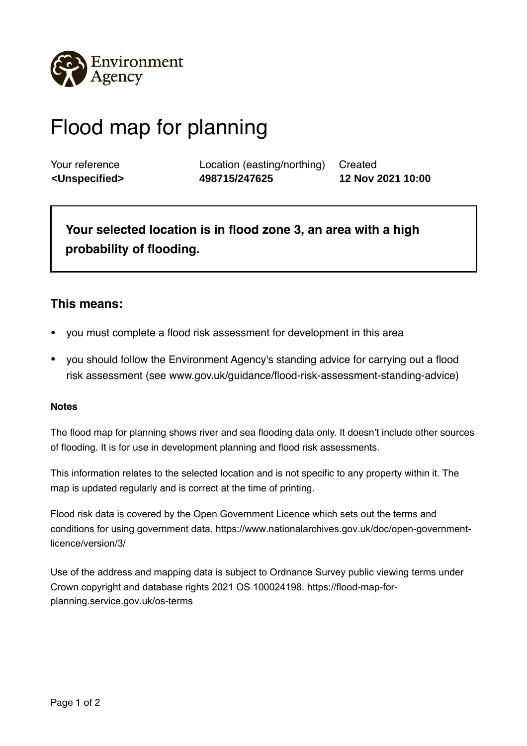Environment Agency

# Flood map for planning

| Your reference | Location (easting/northing) | Created |
| --- | --- | --- |
| **<Unspecified>** | **498715/247625** | **12 Nov 2021 10:00** |

**Your selected location is in flood zone 3, an area with a high probability of flooding.**

## This means:

- you must complete a flood risk assessment for development in this area
- you should follow the Environment Agency's standing advice for carrying out a flood risk assessment (see www.gov.uk/guidance/flood-risk-assessment-standing-advice)

#### Notes

The flood map for planning shows river and sea flooding data only. It doesn't include other sources of flooding. It is for use in development planning and flood risk assessments.

This information relates to the selected location and is not specific to any property within it. The map is updated regularly and is correct at the time of printing.

Flood risk data is covered by the Open Government Licence which sets out the terms and conditions for using government data. https://www.nationalarchives.gov.uk/doc/open-government-licence/version/3/

Use of the address and mapping data is subject to Ordnance Survey public viewing terms under Crown copyright and database rights 2021 OS 100024198. https://flood-map-for-planning.service.gov.uk/os-terms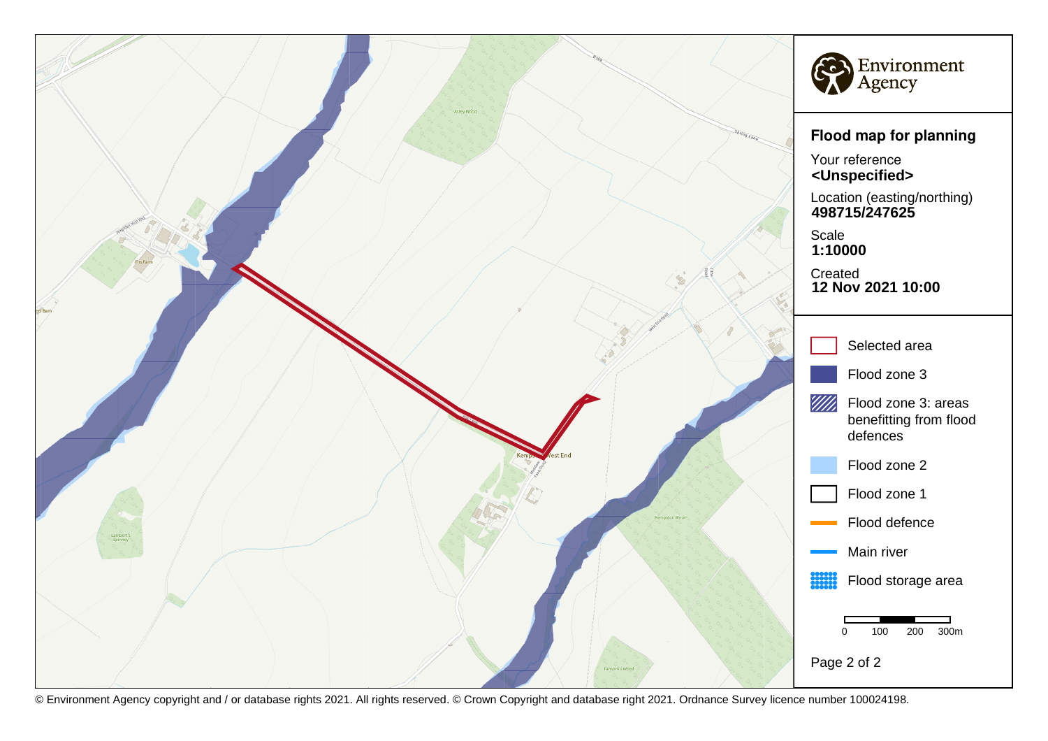Environment Agency

## Flood map for planning

Your reference
**<Unspecified>**

Location (easting/northing)
**498715/247625**

Scale
**1:10000**

Created
**12 Nov 2021 10:00**

Selected area

Flood zone 3

Flood zone 3: areas benefitting from flood defences

Flood zone 2

Flood zone 1

Flood defence

Main river

Flood storage area

0 100 200 300m

© Environment Agency copyright and / or database rights 2021. All rights reserved. © Crown Copyright and database right 2021. Ordnance Survey licence number 100024198.